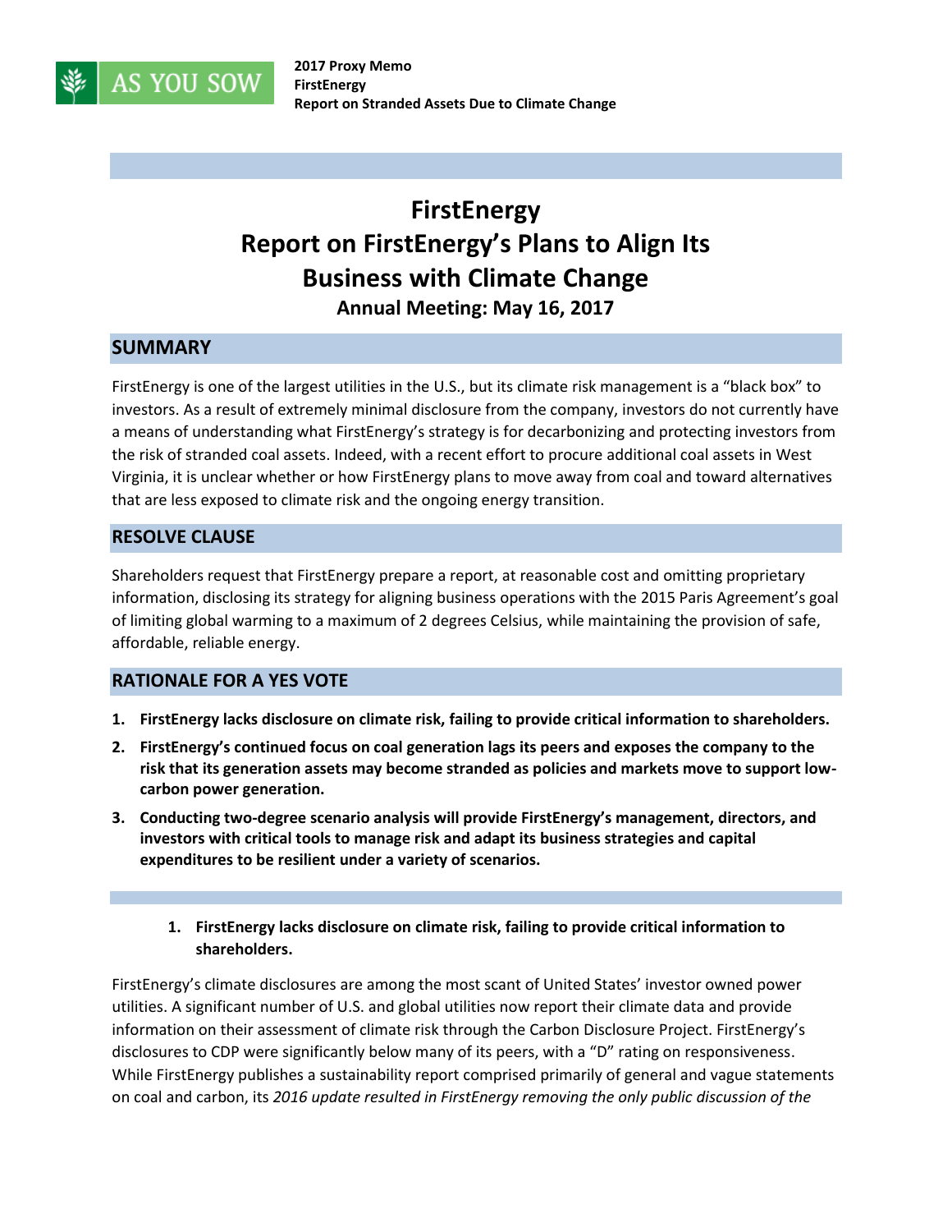2017 Proxy Memo
FirstEnergy
Report on Stranded Assets Due to Climate Change

# FirstEnergy
# Report on FirstEnergy's Plans to Align Its Business with Climate Change
## Annual Meeting: May 16, 2017

## SUMMARY

FirstEnergy is one of the largest utilities in the U.S., but its climate risk management is a "black box" to investors. As a result of extremely minimal disclosure from the company, investors do not currently have a means of understanding what FirstEnergy's strategy is for decarbonizing and protecting investors from the risk of stranded coal assets. Indeed, with a recent effort to procure additional coal assets in West Virginia, it is unclear whether or how FirstEnergy plans to move away from coal and toward alternatives that are less exposed to climate risk and the ongoing energy transition.

## RESOLVE CLAUSE

Shareholders request that FirstEnergy prepare a report, at reasonable cost and omitting proprietary information, disclosing its strategy for aligning business operations with the 2015 Paris Agreement's goal of limiting global warming to a maximum of 2 degrees Celsius, while maintaining the provision of safe, affordable, reliable energy.

## RATIONALE FOR A YES VOTE

1. **FirstEnergy lacks disclosure on climate risk, failing to provide critical information to shareholders.**
2. **FirstEnergy's continued focus on coal generation lags its peers and exposes the company to the risk that its generation assets may become stranded as policies and markets move to support low-carbon power generation.**
3. **Conducting two-degree scenario analysis will provide FirstEnergy's management, directors, and investors with critical tools to manage risk and adapt its business strategies and capital expenditures to be resilient under a variety of scenarios.**

### 1. FirstEnergy lacks disclosure on climate risk, failing to provide critical information to shareholders.

FirstEnergy's climate disclosures are among the most scant of United States' investor owned power utilities. A significant number of U.S. and global utilities now report their climate data and provide information on their assessment of climate risk through the Carbon Disclosure Project. FirstEnergy's disclosures to CDP were significantly below many of its peers, with a "D" rating on responsiveness. While FirstEnergy publishes a sustainability report comprised primarily of general and vague statements on coal and carbon, its *2016 update resulted in FirstEnergy removing the only public discussion of the*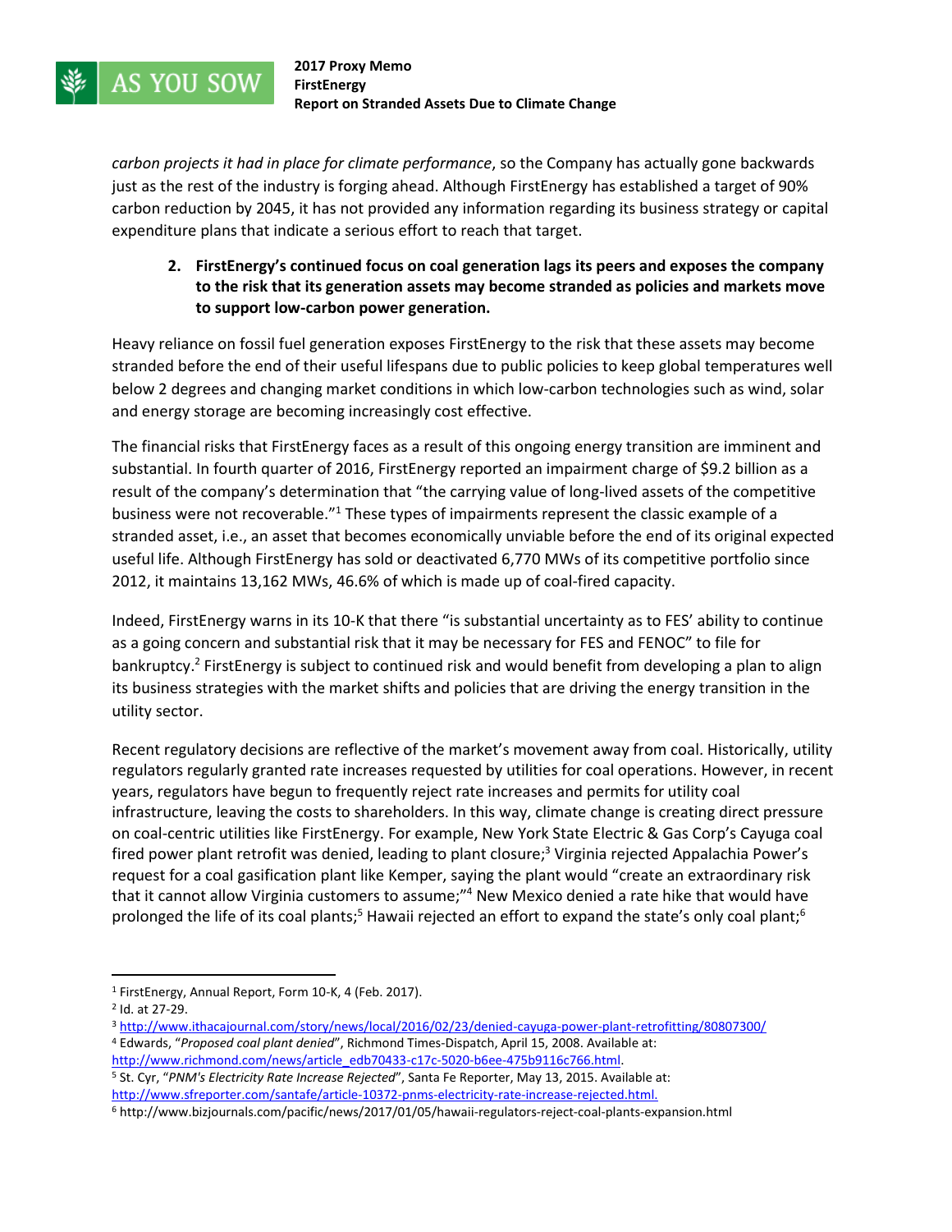*carbon projects it had in place for climate performance*, so the Company has actually gone backwards just as the rest of the industry is forging ahead. Although FirstEnergy has established a target of 90% carbon reduction by 2045, it has not provided any information regarding its business strategy or capital expenditure plans that indicate a serious effort to reach that target.

2. **FirstEnergy's continued focus on coal generation lags its peers and exposes the company to the risk that its generation assets may become stranded as policies and markets move to support low-carbon power generation.**

Heavy reliance on fossil fuel generation exposes FirstEnergy to the risk that these assets may become stranded before the end of their useful lifespans due to public policies to keep global temperatures well below 2 degrees and changing market conditions in which low-carbon technologies such as wind, solar and energy storage are becoming increasingly cost effective.

The financial risks that FirstEnergy faces as a result of this ongoing energy transition are imminent and substantial. In fourth quarter of 2016, FirstEnergy reported an impairment charge of $9.2 billion as a result of the company's determination that "the carrying value of long-lived assets of the competitive business were not recoverable."[1] These types of impairments represent the classic example of a stranded asset, i.e., an asset that becomes economically unviable before the end of its original expected useful life. Although FirstEnergy has sold or deactivated 6,770 MWs of its competitive portfolio since 2012, it maintains 13,162 MWs, 46.6% of which is made up of coal-fired capacity.

Indeed, FirstEnergy warns in its 10-K that there "is substantial uncertainty as to FES' ability to continue as a going concern and substantial risk that it may be necessary for FES and FENOC" to file for bankruptcy.[2] FirstEnergy is subject to continued risk and would benefit from developing a plan to align its business strategies with the market shifts and policies that are driving the energy transition in the utility sector.

Recent regulatory decisions are reflective of the market's movement away from coal. Historically, utility regulators regularly granted rate increases requested by utilities for coal operations. However, in recent years, regulators have begun to frequently reject rate increases and permits for utility coal infrastructure, leaving the costs to shareholders. In this way, climate change is creating direct pressure on coal-centric utilities like FirstEnergy. For example, New York State Electric & Gas Corp's Cayuga coal fired power plant retrofit was denied, leading to plant closure;[3] Virginia rejected Appalachia Power's request for a coal gasification plant like Kemper, saying the plant would "create an extraordinary risk that it cannot allow Virginia customers to assume;"[4] New Mexico denied a rate hike that would have prolonged the life of its coal plants;[5] Hawaii rejected an effort to expand the state's only coal plant;[6]

---

[1] FirstEnergy, Annual Report, Form 10-K, 4 (Feb. 2017).

[2] Id. at 27-29.

[3] http://www.ithacajournal.com/story/news/local/2016/02/23/denied-cayuga-power-plant-retrofitting/80807300/

[4] Edwards, "*Proposed coal plant denied*", Richmond Times-Dispatch, April 15, 2008. Available at: http://www.richmond.com/news/article_edb70433-c17c-5020-b6ee-475b9116c766.html.

[5] St. Cyr, "*PNM's Electricity Rate Increase Rejected*", Santa Fe Reporter, May 13, 2015. Available at: http://www.sfreporter.com/santafe/article-10372-pnms-electricity-rate-increase-rejected.html.

[6] http://www.bizjournals.com/pacific/news/2017/01/05/hawaii-regulators-reject-coal-plants-expansion.html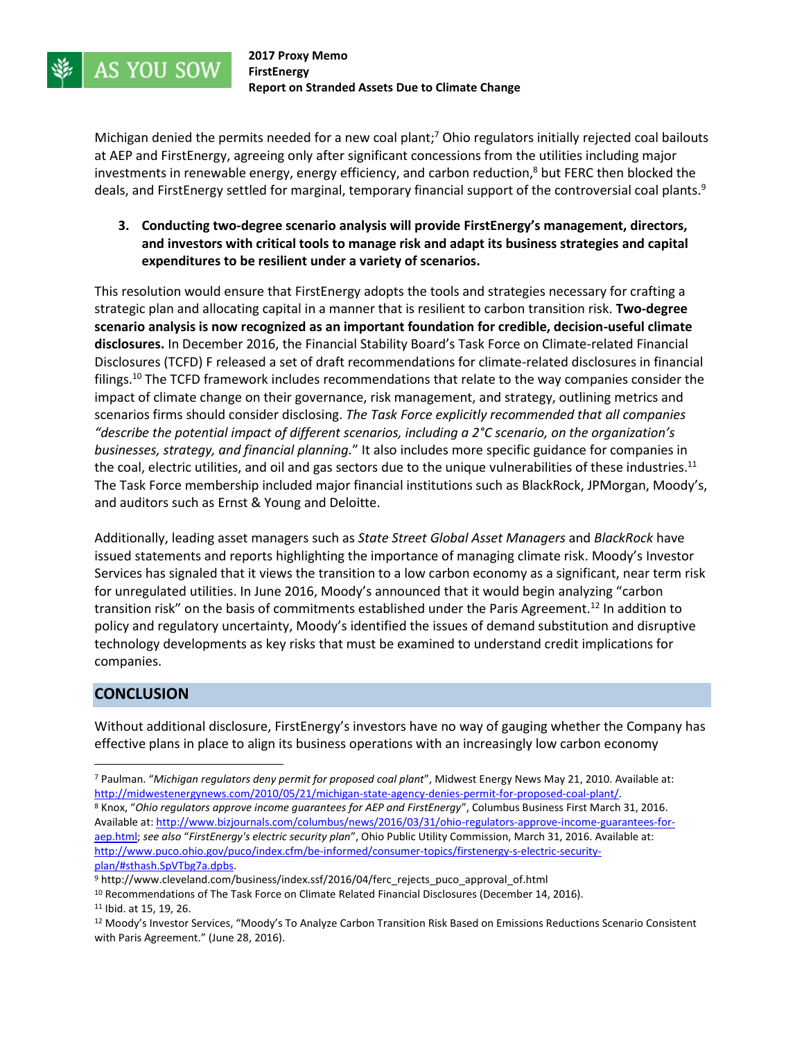Michigan denied the permits needed for a new coal plant;[7] Ohio regulators initially rejected coal bailouts at AEP and FirstEnergy, agreeing only after significant concessions from the utilities including major investments in renewable energy, energy efficiency, and carbon reduction,[8] but FERC then blocked the deals, and FirstEnergy settled for marginal, temporary financial support of the controversial coal plants.[9]

3. **Conducting two-degree scenario analysis will provide FirstEnergy's management, directors, and investors with critical tools to manage risk and adapt its business strategies and capital expenditures to be resilient under a variety of scenarios.**

This resolution would ensure that FirstEnergy adopts the tools and strategies necessary for crafting a strategic plan and allocating capital in a manner that is resilient to carbon transition risk. **Two-degree scenario analysis is now recognized as an important foundation for credible, decision-useful climate disclosures.** In December 2016, the Financial Stability Board's Task Force on Climate-related Financial Disclosures (TCFD) F released a set of draft recommendations for climate-related disclosures in financial filings.[10] The TCFD framework includes recommendations that relate to the way companies consider the impact of climate change on their governance, risk management, and strategy, outlining metrics and scenarios firms should consider disclosing. *The Task Force explicitly recommended that all companies "describe the potential impact of different scenarios, including a 2°C scenario, on the organization's businesses, strategy, and financial planning.*" It also includes more specific guidance for companies in the coal, electric utilities, and oil and gas sectors due to the unique vulnerabilities of these industries.[11] The Task Force membership included major financial institutions such as BlackRock, JPMorgan, Moody's, and auditors such as Ernst & Young and Deloitte.

Additionally, leading asset managers such as *State Street Global Asset Managers* and *BlackRock* have issued statements and reports highlighting the importance of managing climate risk. Moody's Investor Services has signaled that it views the transition to a low carbon economy as a significant, near term risk for unregulated utilities. In June 2016, Moody's announced that it would begin analyzing "carbon transition risk" on the basis of commitments established under the Paris Agreement.[12] In addition to policy and regulatory uncertainty, Moody's identified the issues of demand substitution and disruptive technology developments as key risks that must be examined to understand credit implications for companies.

## CONCLUSION

Without additional disclosure, FirstEnergy's investors have no way of gauging whether the Company has effective plans in place to align its business operations with an increasingly low carbon economy

---

[7] Paulman. "*Michigan regulators deny permit for proposed coal plant*", Midwest Energy News May 21, 2010. Available at: http://midwestenergynews.com/2010/05/21/michigan-state-agency-denies-permit-for-proposed-coal-plant/.

[8] Knox, "*Ohio regulators approve income guarantees for AEP and FirstEnergy*", Columbus Business First March 31, 2016. Available at: http://www.bizjournals.com/columbus/news/2016/03/31/ohio-regulators-approve-income-guarantees-for-aep.html; *see also* "*FirstEnergy's electric security plan*", Ohio Public Utility Commission, March 31, 2016. Available at: http://www.puco.ohio.gov/puco/index.cfm/be-informed/consumer-topics/firstenergy-s-electric-security-plan/#sthash.SpVTbg7a.dpbs.

[9] http://www.cleveland.com/business/index.ssf/2016/04/ferc_rejects_puco_approval_of.html

[10] Recommendations of The Task Force on Climate Related Financial Disclosures (December 14, 2016).

[11] Ibid. at 15, 19, 26.

[12] Moody's Investor Services, "Moody's To Analyze Carbon Transition Risk Based on Emissions Reductions Scenario Consistent with Paris Agreement." (June 28, 2016).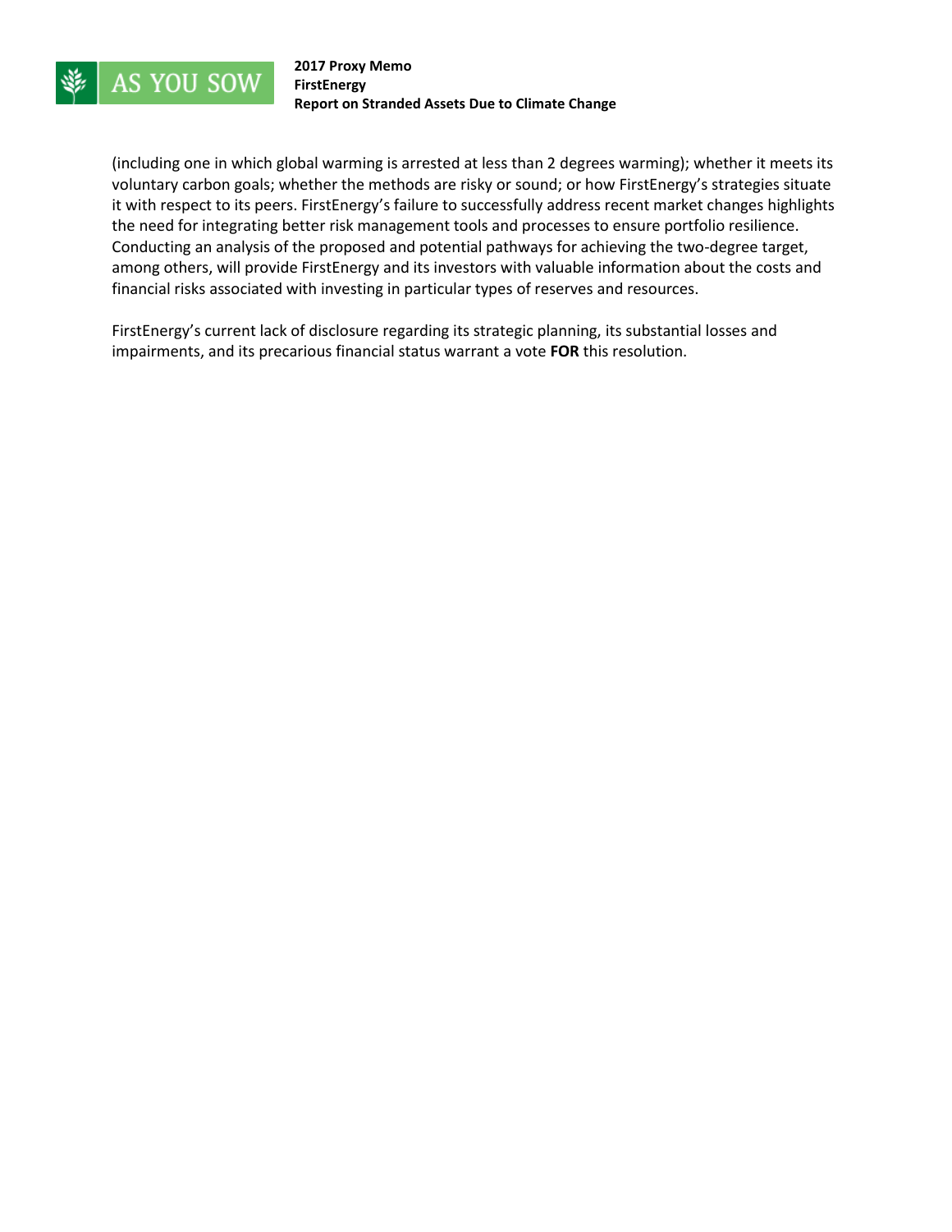(including one in which global warming is arrested at less than 2 degrees warming); whether it meets its voluntary carbon goals; whether the methods are risky or sound; or how FirstEnergy's strategies situate it with respect to its peers. FirstEnergy's failure to successfully address recent market changes highlights the need for integrating better risk management tools and processes to ensure portfolio resilience. Conducting an analysis of the proposed and potential pathways for achieving the two-degree target, among others, will provide FirstEnergy and its investors with valuable information about the costs and financial risks associated with investing in particular types of reserves and resources.

FirstEnergy's current lack of disclosure regarding its strategic planning, its substantial losses and impairments, and its precarious financial status warrant a vote **FOR** this resolution.